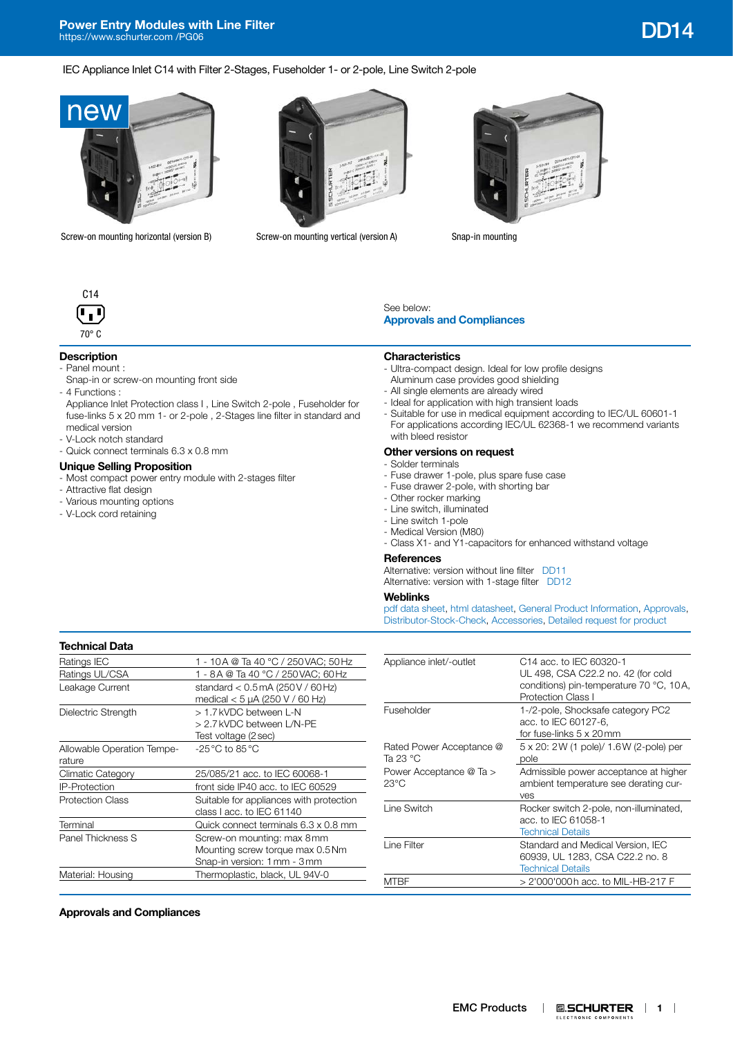# Power Entry Modules with Line Filter

https://www.schurter.com /PG06

## DD14

IEC Appliance Inlet C14 with Filter 2-Stages, Fuseholder 1- or 2-pole, Line Switch 2-pole

new

Screw-on mounting horizontal (version B)

Screw-on mounting vertical (version A)

Snap-in mounting

C14

70° C

See below:
**Approvals and Compliances**

### Description

- Panel mount :
  Snap-in or screw-on mounting front side
- 4 Functions :
  Appliance Inlet Protection class I , Line Switch 2-pole , Fuseholder for fuse-links 5 x 20 mm 1- or 2-pole , 2-Stages line filter in standard and medical version
- V-Lock notch standard
- Quick connect terminals 6.3 x 0.8 mm

### Unique Selling Proposition

- Most compact power entry module with 2-stages filter
- Attractive flat design
- Various mounting options
- V-Lock cord retaining

### Characteristics

- Ultra-compact design. Ideal for low profile designs
  Aluminum case provides good shielding
- All single elements are already wired
- Ideal for application with high transient loads
- Suitable for use in medical equipment according to IEC/UL 60601-1
  For applications according IEC/UL 62368-1 we recommend variants with bleed resistor

### Other versions on request

- Solder terminals
- Fuse drawer 1-pole, plus spare fuse case
- Fuse drawer 2-pole, with shorting bar
- Other rocker marking
- Line switch, illuminated
- Line switch 1-pole
- Medical Version (M80)
- Class X1- and Y1-capacitors for enhanced withstand voltage

### References

Alternative: version without line filter DD11
Alternative: version with 1-stage filter DD12

### Weblinks

pdf data sheet, html datasheet, General Product Information, Approvals, Distributor-Stock-Check, Accessories, Detailed request for product

### Technical Data

| | |
|---|---|
| Ratings IEC | 1 - 10 A @ Ta 40 °C / 250 VAC; 50 Hz |
| Ratings UL/CSA | 1 - 8 A @ Ta 40 °C / 250 VAC; 60 Hz |
| Leakage Current | standard < 0.5 mA (250 V / 60 Hz)<br>medical < 5 µA (250 V / 60 Hz) |
| Dielectric Strength | > 1.7 kVDC between L-N<br>> 2.7 kVDC between L/N-PE<br>Test voltage (2 sec) |
| Allowable Operation Temperature | -25 °C to 85 °C |
| Climatic Category | 25/085/21 acc. to IEC 60068-1 |
| IP-Protection | front side IP40 acc. to IEC 60529 |
| Protection Class | Suitable for appliances with protection class I acc. to IEC 61140 |
| Terminal | Quick connect terminals 6.3 x 0.8 mm |
| Panel Thickness S | Screw-on mounting: max 8 mm<br>Mounting screw torque max 0.5 Nm<br>Snap-in version: 1 mm - 3 mm |
| Material: Housing | Thermoplastic, black, UL 94V-0 |
| Appliance inlet/-outlet | C14 acc. to IEC 60320-1<br>UL 498, CSA C22.2 no. 42 (for cold conditions) pin-temperature 70 °C, 10 A, Protection Class I |
| Fuseholder | 1-/2-pole, Shocksafe category PC2 acc. to IEC 60127-6, for fuse-links 5 x 20 mm |
| Rated Power Acceptance @ Ta 23 °C | 5 x 20: 2 W (1 pole)/ 1.6 W (2-pole) per pole |
| Power Acceptance @ Ta > 23°C | Admissible power acceptance at higher ambient temperature see derating curves |
| Line Switch | Rocker switch 2-pole, non-illuminated, acc. to IEC 61058-1<br>Technical Details |
| Line Filter | Standard and Medical Version, IEC 60939, UL 1283, CSA C22.2 no. 8<br>Technical Details |
| MTBF | > 2'000'000 h acc. to MIL-HB-217 F |

### Approvals and Compliances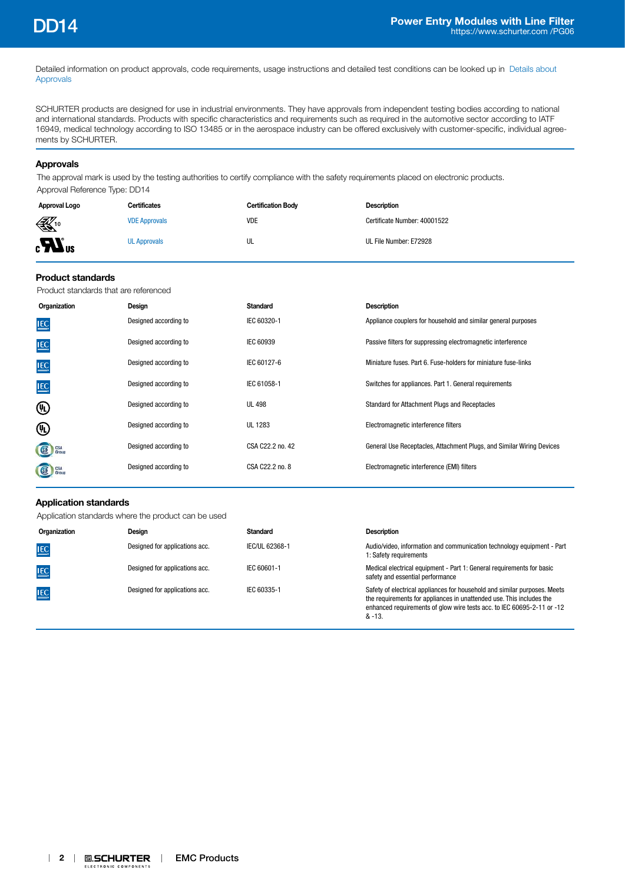Detailed information on product approvals, code requirements, usage instructions and detailed test conditions can be looked up in Details about Approvals

SCHURTER products are designed for use in industrial environments. They have approvals from independent testing bodies according to national and international standards. Products with specific characteristics and requirements such as required in the automotive sector according to IATF 16949, medical technology according to ISO 13485 or in the aerospace industry can be offered exclusively with customer-specific, individual agreements by SCHURTER.

## Approvals

The approval mark is used by the testing authorities to certify compliance with the safety requirements placed on electronic products.

Approval Reference Type: DD14

| Approval Logo | Certificates | Certification Body | Description |
|---|---|---|---|
| VDE 10 | VDE Approvals | VDE | Certificate Number: 40001522 |
| cULus | UL Approvals | UL | UL File Number: E72928 |

## Product standards

Product standards that are referenced

| Organization | Design | Standard | Description |
|---|---|---|---|
| IEC | Designed according to | IEC 60320-1 | Appliance couplers for household and similar general purposes |
| IEC | Designed according to | IEC 60939 | Passive filters for suppressing electromagnetic interference |
| IEC | Designed according to | IEC 60127-6 | Miniature fuses. Part 6. Fuse-holders for miniature fuse-links |
| IEC | Designed according to | IEC 61058-1 | Switches for appliances. Part 1. General requirements |
| UL | Designed according to | UL 498 | Standard for Attachment Plugs and Receptacles |
| UL | Designed according to | UL 1283 | Electromagnetic interference filters |
| CSA Group | Designed according to | CSA C22.2 no. 42 | General Use Receptacles, Attachment Plugs, and Similar Wiring Devices |
| CSA Group | Designed according to | CSA C22.2 no. 8 | Electromagnetic interference (EMI) filters |

## Application standards

Application standards where the product can be used

| Organization | Design | Standard | Description |
|---|---|---|---|
| IEC | Designed for applications acc. | IEC/UL 62368-1 | Audio/video, information and communication technology equipment - Part 1: Safety requirements |
| IEC | Designed for applications acc. | IEC 60601-1 | Medical electrical equipment - Part 1: General requirements for basic safety and essential performance |
| IEC | Designed for applications acc. | IEC 60335-1 | Safety of electrical appliances for household and similar purposes. Meets the requirements for appliances in unattended use. This includes the enhanced requirements of glow wire tests acc. to IEC 60695-2-11 or -12 & -13. |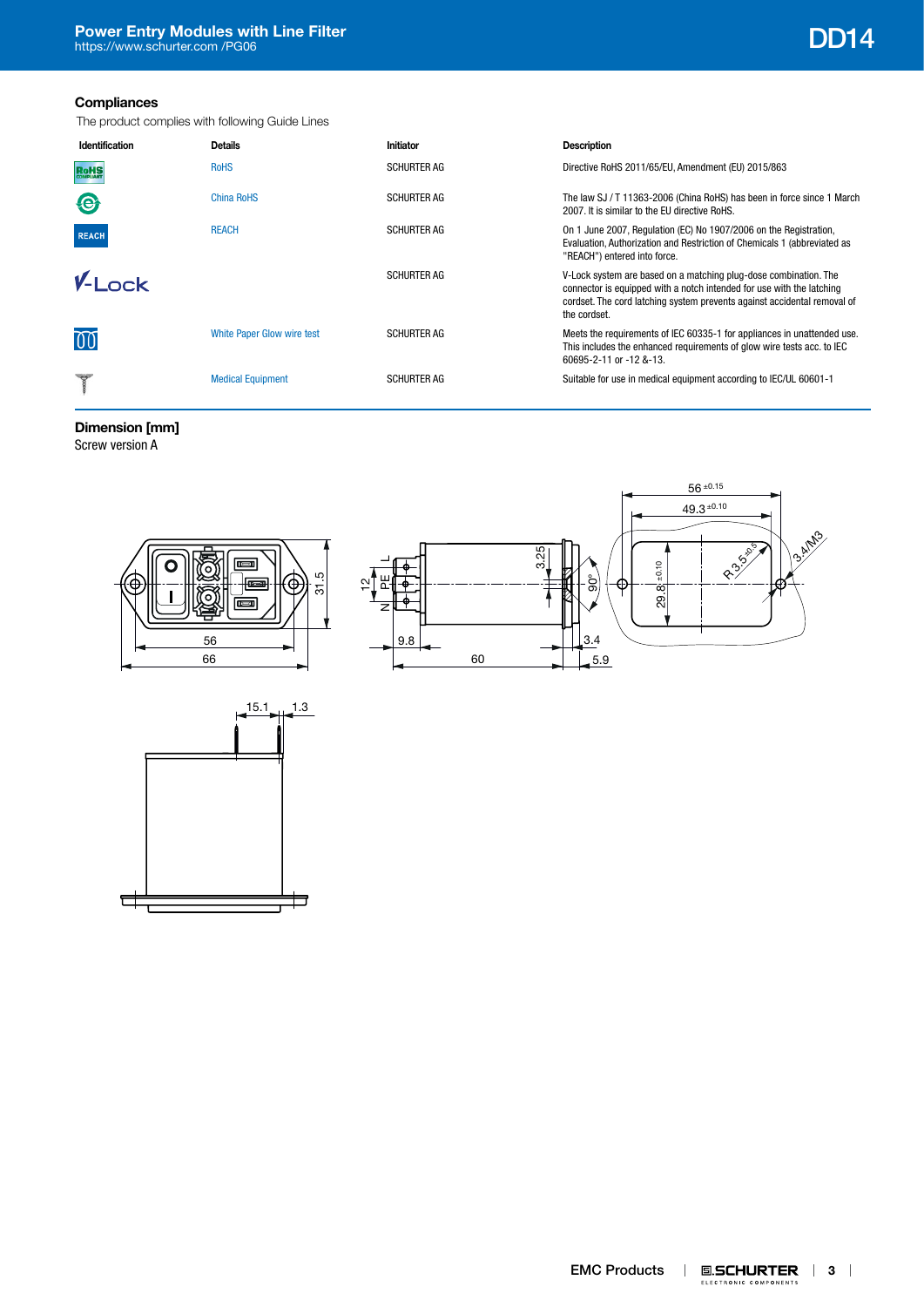## Compliances

The product complies with following Guide Lines

| Identification | Details | Initiator | Description |
|---|---|---|---|
| | RoHS | SCHURTER AG | Directive RoHS 2011/65/EU, Amendment (EU) 2015/863 |
| | China RoHS | SCHURTER AG | The law SJ / T 11363-2006 (China RoHS) has been in force since 1 March 2007. It is similar to the EU directive RoHS. |
| | REACH | SCHURTER AG | On 1 June 2007, Regulation (EC) No 1907/2006 on the Registration, Evaluation, Authorization and Restriction of Chemicals 1 (abbreviated as "REACH") entered into force. |
| V-Lock | | SCHURTER AG | V-Lock system are based on a matching plug-dose combination. The connector is equipped with a notch intended for use with the latching cordset. The cord latching system prevents against accidental removal of the cordset. |
| | White Paper Glow wire test | SCHURTER AG | Meets the requirements of IEC 60335-1 for appliances in unattended use. This includes the enhanced requirements of glow wire tests acc. to IEC 60695-2-11 or -12 &-13. |
| | Medical Equipment | SCHURTER AG | Suitable for use in medical equipment according to IEC/UL 60601-1 |

## Dimension [mm]

Screw version A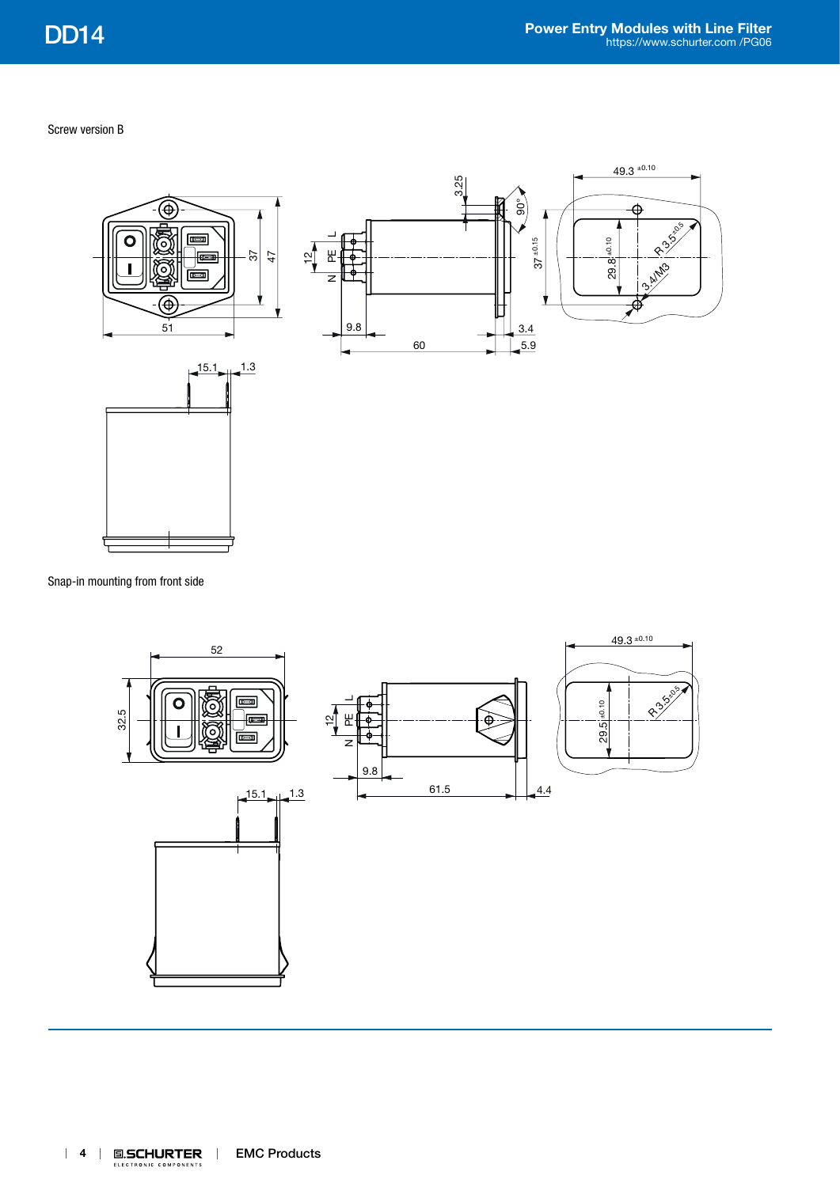Screw version B

Snap-in mounting from front side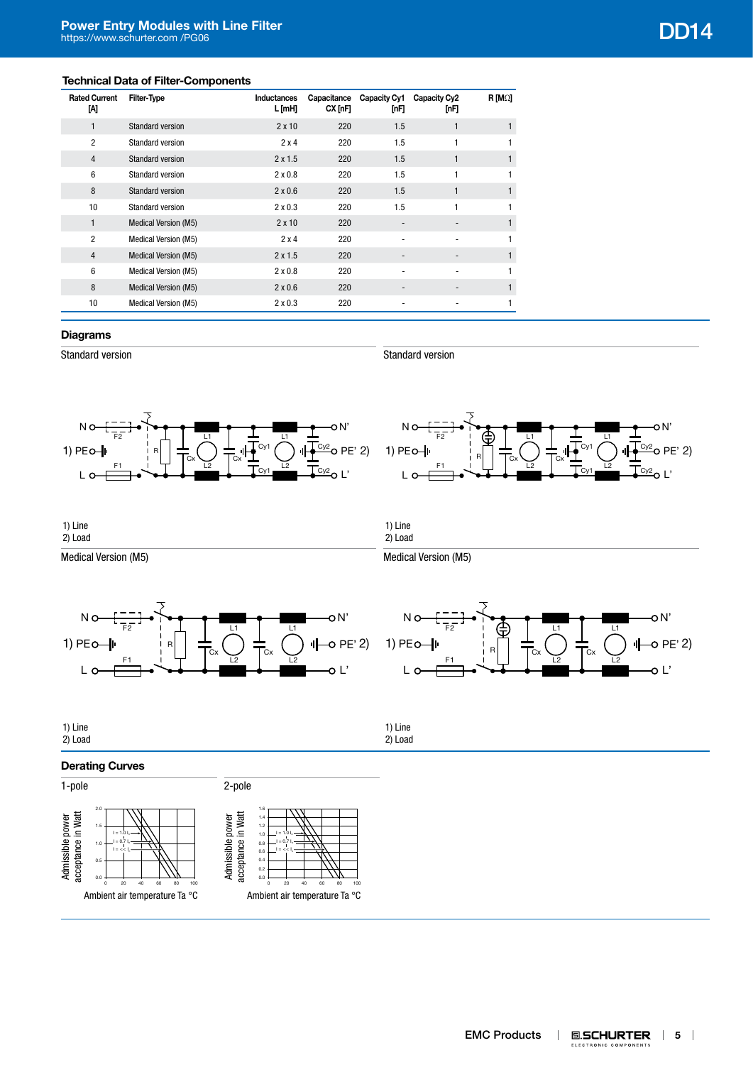### Technical Data of Filter-Components

| Rated Current [A] | Filter-Type | Inductances L [mH] | Capacitance CX [nF] | Capacity Cy1 [nF] | Capacity Cy2 [nF] | R [MΩ] |
|---|---|---|---|---|---|---|
| 1 | Standard version | 2 x 10 | 220 | 1.5 | 1 | 1 |
| 2 | Standard version | 2 x 4 | 220 | 1.5 | 1 | 1 |
| 4 | Standard version | 2 x 1.5 | 220 | 1.5 | 1 | 1 |
| 6 | Standard version | 2 x 0.8 | 220 | 1.5 | 1 | 1 |
| 8 | Standard version | 2 x 0.6 | 220 | 1.5 | 1 | 1 |
| 10 | Standard version | 2 x 0.3 | 220 | 1.5 | 1 | 1 |
| 1 | Medical Version (M5) | 2 x 10 | 220 | - | - | 1 |
| 2 | Medical Version (M5) | 2 x 4 | 220 | - | - | 1 |
| 4 | Medical Version (M5) | 2 x 1.5 | 220 | - | - | 1 |
| 6 | Medical Version (M5) | 2 x 0.8 | 220 | - | - | 1 |
| 8 | Medical Version (M5) | 2 x 0.6 | 220 | - | - | 1 |
| 10 | Medical Version (M5) | 2 x 0.3 | 220 | - | - | 1 |

### Diagrams

Standard version

1) Line
2) Load

Standard version

1) Line
2) Load

Medical Version (M5)

1) Line
2) Load

Medical Version (M5)

1) Line
2) Load

### Derating Curves

1-pole

Admissible power acceptance in Watt

Ambient air temperature Ta °C

2-pole

Admissible power acceptance in Watt

Ambient air temperature Ta °C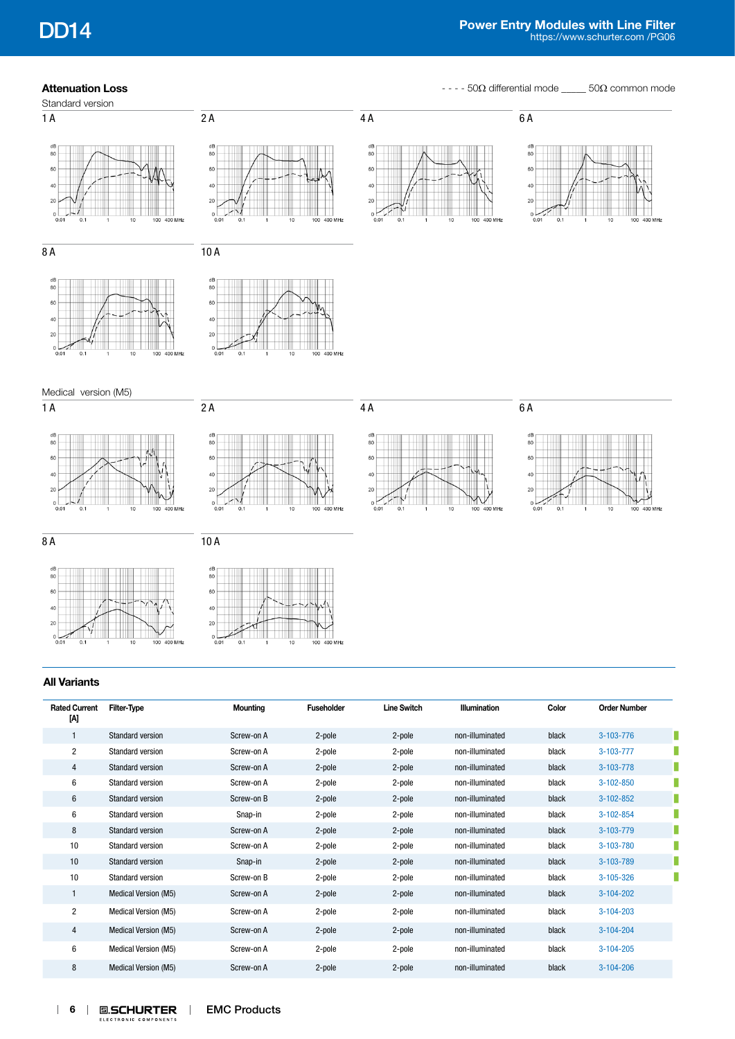## Attenuation Loss

- - - - 50Ω differential mode _____ 50Ω common mode

Standard version

1 A

2 A

4 A

6 A

8 A

10 A

Medical version (M5)

1 A

2 A

4 A

6 A

8 A

10 A

## All Variants

| Rated Current [A] | Filter-Type | Mounting | Fuseholder | Line Switch | Illumination | Color | Order Number |
|---|---|---|---|---|---|---|---|
| 1 | Standard version | Screw-on A | 2-pole | 2-pole | non-illuminated | black | 3-103-776 |
| 2 | Standard version | Screw-on A | 2-pole | 2-pole | non-illuminated | black | 3-103-777 |
| 4 | Standard version | Screw-on A | 2-pole | 2-pole | non-illuminated | black | 3-103-778 |
| 6 | Standard version | Screw-on A | 2-pole | 2-pole | non-illuminated | black | 3-102-850 |
| 6 | Standard version | Screw-on B | 2-pole | 2-pole | non-illuminated | black | 3-102-852 |
| 6 | Standard version | Snap-in | 2-pole | 2-pole | non-illuminated | black | 3-102-854 |
| 8 | Standard version | Screw-on A | 2-pole | 2-pole | non-illuminated | black | 3-103-779 |
| 10 | Standard version | Screw-on A | 2-pole | 2-pole | non-illuminated | black | 3-103-780 |
| 10 | Standard version | Snap-in | 2-pole | 2-pole | non-illuminated | black | 3-103-789 |
| 10 | Standard version | Screw-on B | 2-pole | 2-pole | non-illuminated | black | 3-105-326 |
| 1 | Medical Version (M5) | Screw-on A | 2-pole | 2-pole | non-illuminated | black | 3-104-202 |
| 2 | Medical Version (M5) | Screw-on A | 2-pole | 2-pole | non-illuminated | black | 3-104-203 |
| 4 | Medical Version (M5) | Screw-on A | 2-pole | 2-pole | non-illuminated | black | 3-104-204 |
| 6 | Medical Version (M5) | Screw-on A | 2-pole | 2-pole | non-illuminated | black | 3-104-205 |
| 8 | Medical Version (M5) | Screw-on A | 2-pole | 2-pole | non-illuminated | black | 3-104-206 |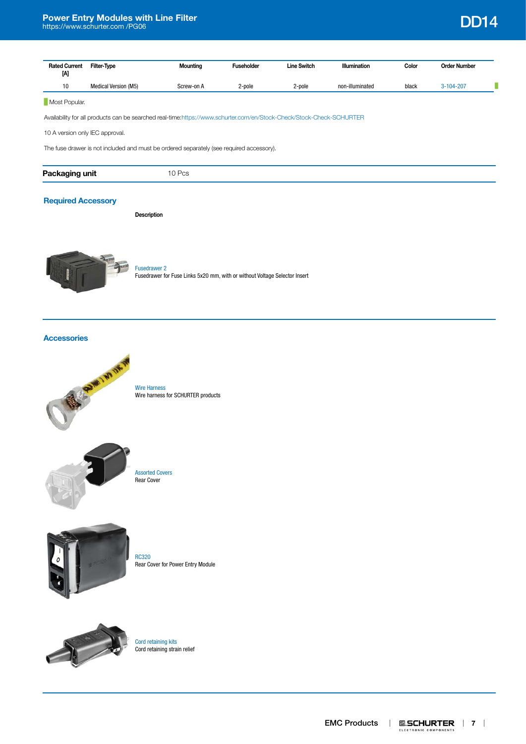| Rated Current [A] | Filter-Type | Mounting | Fuseholder | Line Switch | Illumination | Color | Order Number |
|---|---|---|---|---|---|---|---|
| 10 | Medical Version (M5) | Screw-on A | 2-pole | 2-pole | non-illuminated | black | 3-104-207 |

Most Popular.

Availability for all products can be searched real-time:https://www.schurter.com/en/Stock-Check/Stock-Check-SCHURTER

10 A version only IEC approval.

The fuse drawer is not included and must be ordered separately (see required accessory).

| Packaging unit | 10 Pcs |
|---|---|

## Required Accessory

**Description**

Fusedrawer 2
Fusedrawer for Fuse Links 5x20 mm, with or without Voltage Selector Insert

## Accessories

Wire Harness
Wire harness for SCHURTER products

Assorted Covers
Rear Cover

RC320
Rear Cover for Power Entry Module

Cord retaining kits
Cord retaining strain relief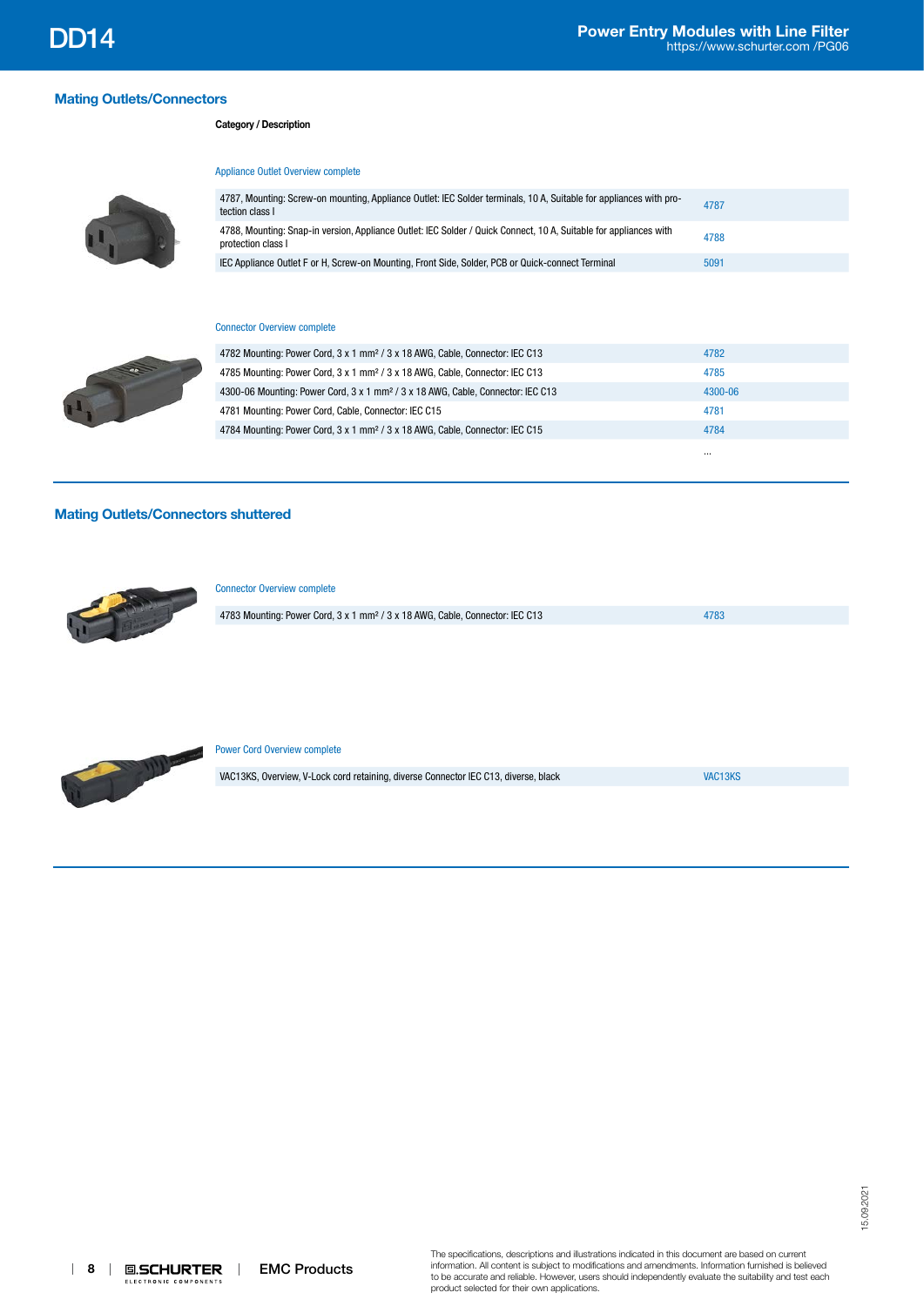## Mating Outlets/Connectors

**Category / Description**

Appliance Outlet Overview complete

| | |
|---|---|
| 4787, Mounting: Screw-on mounting, Appliance Outlet: IEC Solder terminals, 10 A, Suitable for appliances with protection class I | 4787 |
| 4788, Mounting: Snap-in version, Appliance Outlet: IEC Solder / Quick Connect, 10 A, Suitable for appliances with protection class I | 4788 |
| IEC Appliance Outlet F or H, Screw-on Mounting, Front Side, Solder, PCB or Quick-connect Terminal | 5091 |

Connector Overview complete

| | |
|---|---|
| 4782 Mounting: Power Cord, 3 x 1 mm² / 3 x 18 AWG, Cable, Connector: IEC C13 | 4782 |
| 4785 Mounting: Power Cord, 3 x 1 mm² / 3 x 18 AWG, Cable, Connector: IEC C13 | 4785 |
| 4300-06 Mounting: Power Cord, 3 x 1 mm² / 3 x 18 AWG, Cable, Connector: IEC C13 | 4300-06 |
| 4781 Mounting: Power Cord, Cable, Connector: IEC C15 | 4781 |
| 4784 Mounting: Power Cord, 3 x 1 mm² / 3 x 18 AWG, Cable, Connector: IEC C15 | 4784 |
| | ... |

## Mating Outlets/Connectors shuttered

Connector Overview complete

| | |
|---|---|
| 4783 Mounting: Power Cord, 3 x 1 mm² / 3 x 18 AWG, Cable, Connector: IEC C13 | 4783 |

Power Cord Overview complete

| | |
|---|---|
| VAC13KS, Overview, V-Lock cord retaining, diverse Connector IEC C13, diverse, black | VAC13KS |

The specifications, descriptions and illustrations indicated in this document are based on current information. All content is subject to modifications and amendments. Information furnished is believed to be accurate and reliable. However, users should independently evaluate the suitability and test each product selected for their own applications.